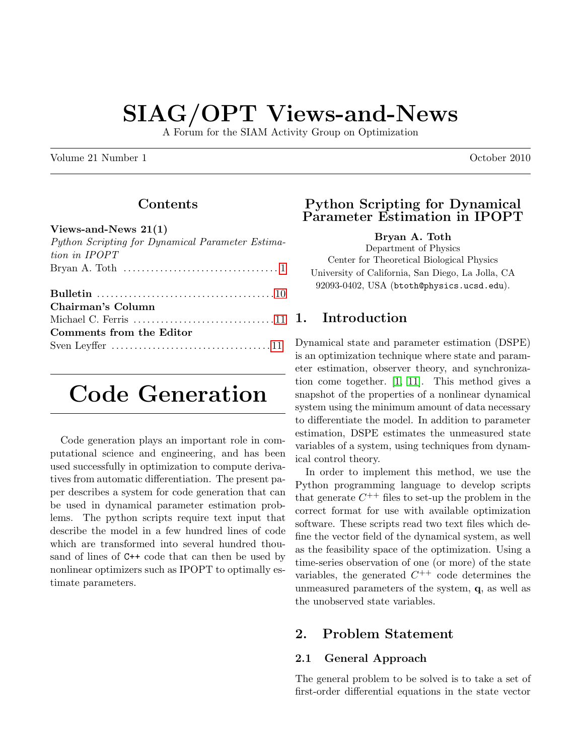# SIAG/OPT Views-and-News

A Forum for the SIAM Activity Group on Optimization

Volume 21 Number 1 October 2010

## Contents

**Views-and-News 21(1)**
*Python Scripting for Dynamical Parameter Estimation in IPOPT*
Bryan A. Toth ........ 1

**Bulletin** ........ 10

**Chairman's Column**
Michael C. Ferris ........ 11

**Comments from the Editor**
Sven Leyffer ........ 11

# Code Generation

Code generation plays an important role in computational science and engineering, and has been used successfully in optimization to compute derivatives from automatic differentiation. The present paper describes a system for code generation that can be used in dynamical parameter estimation problems. The python scripts require text input that describe the model in a few hundred lines of code which are transformed into several hundred thousand of lines of `C++` code that can then be used by nonlinear optimizers such as IPOPT to optimally estimate parameters.

## Python Scripting for Dynamical Parameter Estimation in IPOPT

**Bryan A. Toth**
Department of Physics
Center for Theoretical Biological Physics
University of California, San Diego, La Jolla, CA 92093-0402, USA (`btoth@physics.ucsd.edu`).

## 1. Introduction

Dynamical state and parameter estimation (DSPE) is an optimization technique where state and parameter estimation, observer theory, and synchronization come together. [1, 11]. This method gives a snapshot of the properties of a nonlinear dynamical system using the minimum amount of data necessary to differentiate the model. In addition to parameter estimation, DSPE estimates the unmeasured state variables of a system, using techniques from dynamical control theory.

In order to implement this method, we use the Python programming language to develop scripts that generate $C^{++}$ files to set-up the problem in the correct format for use with available optimization software. These scripts read two text files which define the vector field of the dynamical system, as well as the feasibility space of the optimization. Using a time-series observation of one (or more) of the state variables, the generated $C^{++}$ code determines the unmeasured parameters of the system, $\mathbf{q}$, as well as the unobserved state variables.

## 2. Problem Statement

### 2.1 General Approach

The general problem to be solved is to take a set of first-order differential equations in the state vector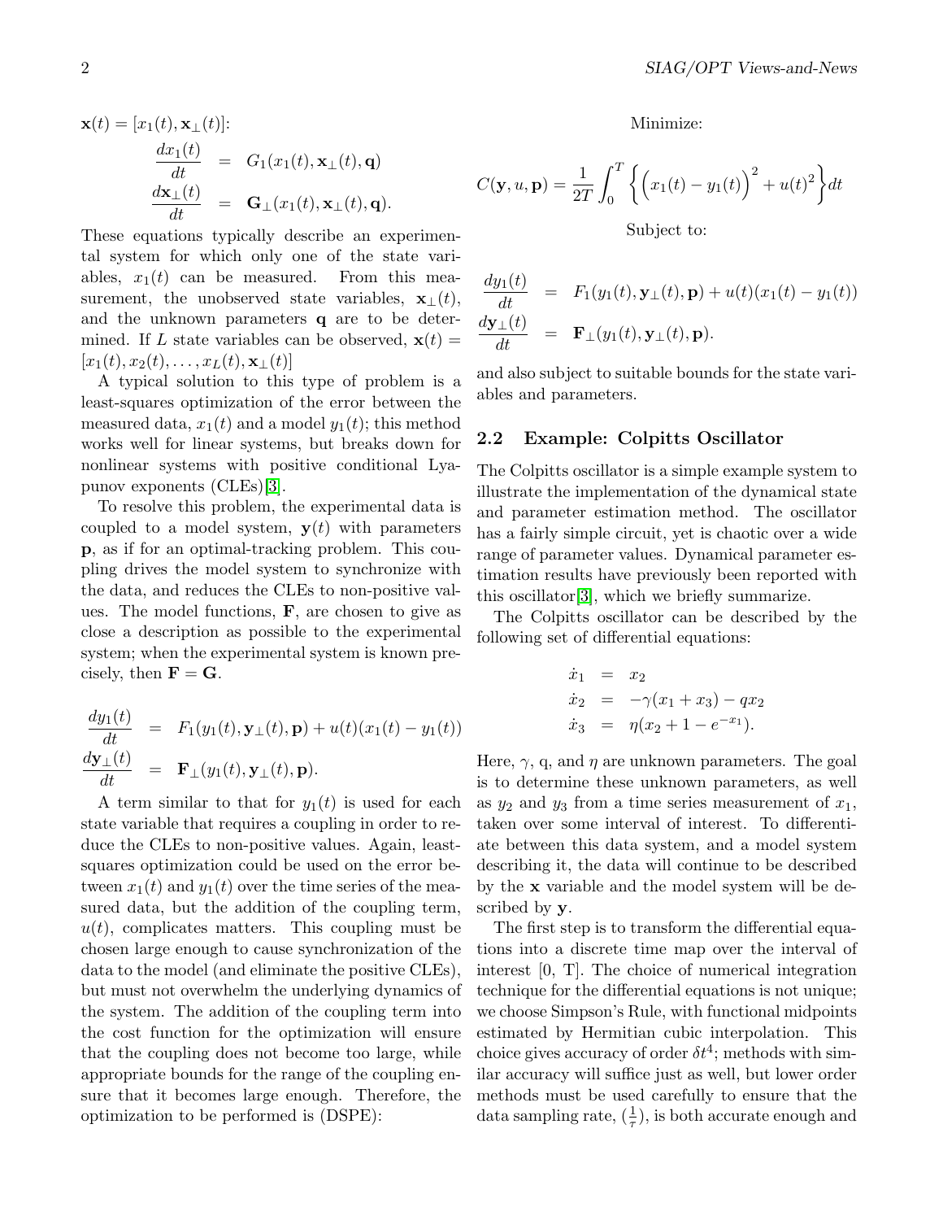$\mathbf{x}(t) = [x_1(t), \mathbf{x}_\perp(t)]$:

$$
\begin{aligned}
\frac{dx_1(t)}{dt} &= G_1(x_1(t), \mathbf{x}_\perp(t), \mathbf{q}) \\
\frac{d\mathbf{x}_\perp(t)}{dt} &= \mathbf{G}_\perp(x_1(t), \mathbf{x}_\perp(t), \mathbf{q}).
\end{aligned}
$$

These equations typically describe an experimental system for which only one of the state variables, $x_1(t)$ can be measured. From this measurement, the unobserved state variables, $\mathbf{x}_\perp(t)$, and the unknown parameters $\mathbf{q}$ are to be determined. If $L$ state variables can be observed, $\mathbf{x}(t) = [x_1(t), x_2(t), \ldots, x_L(t), \mathbf{x}_\perp(t)]$

A typical solution to this type of problem is a least-squares optimization of the error between the measured data, $x_1(t)$ and a model $y_1(t)$; this method works well for linear systems, but breaks down for nonlinear systems with positive conditional Lyapunov exponents (CLEs)[3].

To resolve this problem, the experimental data is coupled to a model system, $\mathbf{y}(t)$ with parameters $\mathbf{p}$, as if for an optimal-tracking problem. This coupling drives the model system to synchronize with the data, and reduces the CLEs to non-positive values. The model functions, $\mathbf{F}$, are chosen to give as close a description as possible to the experimental system; when the experimental system is known precisely, then $\mathbf{F} = \mathbf{G}$.

$$
\begin{aligned}
\frac{dy_1(t)}{dt} &= F_1(y_1(t), \mathbf{y}_\perp(t), \mathbf{p}) + u(t)(x_1(t) - y_1(t)) \\
\frac{d\mathbf{y}_\perp(t)}{dt} &= \mathbf{F}_\perp(y_1(t), \mathbf{y}_\perp(t), \mathbf{p}).
\end{aligned}
$$

A term similar to that for $y_1(t)$ is used for each state variable that requires a coupling in order to reduce the CLEs to non-positive values. Again, least-squares optimization could be used on the error between $x_1(t)$ and $y_1(t)$ over the time series of the measured data, but the addition of the coupling term, $u(t)$, complicates matters. This coupling must be chosen large enough to cause synchronization of the data to the model (and eliminate the positive CLEs), but must not overwhelm the underlying dynamics of the system. The addition of the coupling term into the cost function for the optimization will ensure that the coupling does not become too large, while appropriate bounds for the range of the coupling ensure that it becomes large enough. Therefore, the optimization to be performed is (DSPE):

Minimize:

$$
C(\mathbf{y}, u, \mathbf{p}) = \frac{1}{2T} \int_0^T \left\{ \Big(x_1(t) - y_1(t)\Big)^2 + u(t)^2 \right\} dt
$$

Subject to:

$$
\begin{aligned}
\frac{dy_1(t)}{dt} &= F_1(y_1(t), \mathbf{y}_\perp(t), \mathbf{p}) + u(t)(x_1(t) - y_1(t)) \\
\frac{d\mathbf{y}_\perp(t)}{dt} &= \mathbf{F}_\perp(y_1(t), \mathbf{y}_\perp(t), \mathbf{p}).
\end{aligned}
$$

and also subject to suitable bounds for the state variables and parameters.

## 2.2 Example: Colpitts Oscillator

The Colpitts oscillator is a simple example system to illustrate the implementation of the dynamical state and parameter estimation method. The oscillator has a fairly simple circuit, yet is chaotic over a wide range of parameter values. Dynamical parameter estimation results have previously been reported with this oscillator[3], which we briefly summarize.

The Colpitts oscillator can be described by the following set of differential equations:

$$
\begin{aligned}
\dot{x}_1 &= x_2 \\
\dot{x}_2 &= -\gamma(x_1 + x_3) - qx_2 \\
\dot{x}_3 &= \eta(x_2 + 1 - e^{-x_1}).
\end{aligned}
$$

Here, $\gamma$, q, and $\eta$ are unknown parameters. The goal is to determine these unknown parameters, as well as $y_2$ and $y_3$ from a time series measurement of $x_1$, taken over some interval of interest. To differentiate between this data system, and a model system describing it, the data will continue to be described by the $\mathbf{x}$ variable and the model system will be described by $\mathbf{y}$.

The first step is to transform the differential equations into a discrete time map over the interval of interest [0, T]. The choice of numerical integration technique for the differential equations is not unique; we choose Simpson's Rule, with functional midpoints estimated by Hermitian cubic interpolation. This choice gives accuracy of order $\delta t^4$; methods with similar accuracy will suffice just as well, but lower order methods must be used carefully to ensure that the data sampling rate, $(\frac{1}{\tau})$, is both accurate enough and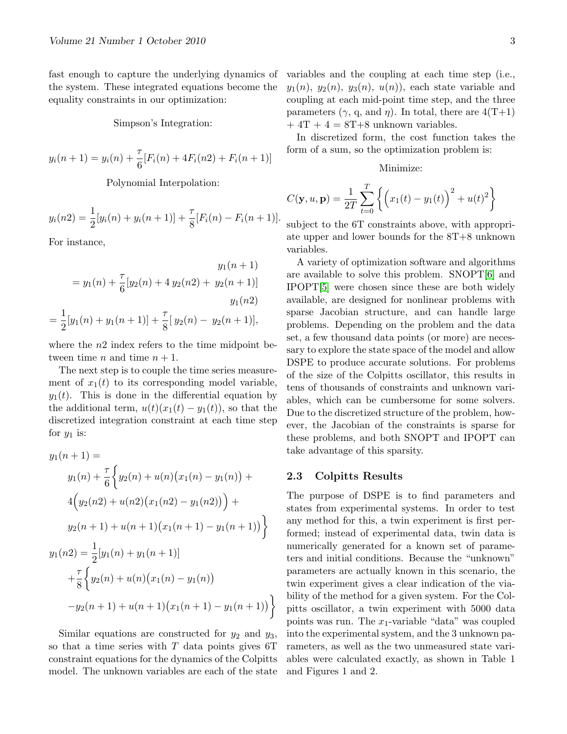fast enough to capture the underlying dynamics of the system. These integrated equations become the equality constraints in our optimization:

Simpson's Integration:

$$y_i(n+1) = y_i(n) + \frac{\tau}{6}[F_i(n) + 4F_i(n2) + F_i(n+1)]$$

Polynomial Interpolation:

$$y_i(n2) = \frac{1}{2}[y_i(n) + y_i(n+1)] + \frac{\tau}{8}[F_i(n) - F_i(n+1)].$$

For instance,

$$y_1(n+1) = y_1(n) + \frac{\tau}{6}[y_2(n) + 4\, y_2(n2) + \, y_2(n+1)]$$

$$y_1(n2) = \frac{1}{2}[y_1(n) + y_1(n+1)] + \frac{\tau}{8}[\, y_2(n) - \, y_2(n+1)],$$

where the $n2$ index refers to the time midpoint between time $n$ and time $n+1$.

The next step is to couple the time series measurement of $x_1(t)$ to its corresponding model variable, $y_1(t)$. This is done in the differential equation by the additional term, $u(t)(x_1(t) - y_1(t))$, so that the discretized integration constraint at each time step for $y_1$ is:

$$\begin{aligned}
y_1(n+1) = \\
& y_1(n) + \frac{\tau}{6}\Big\{ y_2(n) + u(n)\big(x_1(n) - y_1(n)\big) + \\
& 4\Big( y_2(n2) + u(n2)\big(x_1(n2) - y_1(n2)\big)\Big) + \\
& y_2(n+1) + u(n+1)\big(x_1(n+1) - y_1(n+1)\big)\Big\} \\
y_1(n2) = & \frac{1}{2}[y_1(n) + y_1(n+1)] \\
& + \frac{\tau}{8}\Big\{ y_2(n) + u(n)\big(x_1(n) - y_1(n)\big) \\
& - y_2(n+1) + u(n+1)\big(x_1(n+1) - y_1(n+1)\big)\Big\}
\end{aligned}$$

Similar equations are constructed for $y_2$ and $y_3$, so that a time series with $T$ data points gives 6T constraint equations for the dynamics of the Colpitts model. The unknown variables are each of the state variables and the coupling at each time step (i.e., $y_1(n)$, $y_2(n)$, $y_3(n)$, $u(n)$), each state variable and coupling at each mid-point time step, and the three parameters ($\gamma$, q, and $\eta$). In total, there are 4(T+1) + 4T + 4 = 8T+8 unknown variables.

In discretized form, the cost function takes the form of a sum, so the optimization problem is:

Minimize:

$$C(\mathbf{y}, u, \mathbf{p}) = \frac{1}{2T} \sum_{t=0}^{T} \left\{ \Big( x_1(t) - y_1(t) \Big)^2 + u(t)^2 \right\}$$

subject to the 6T constraints above, with appropriate upper and lower bounds for the 8T+8 unknown variables.

A variety of optimization software and algorithms are available to solve this problem. SNOPT[6] and IPOPT[5] were chosen since these are both widely available, are designed for nonlinear problems with sparse Jacobian structure, and can handle large problems. Depending on the problem and the data set, a few thousand data points (or more) are necessary to explore the state space of the model and allow DSPE to produce accurate solutions. For problems of the size of the Colpitts oscillator, this results in tens of thousands of constraints and unknown variables, which can be cumbersome for some solvers. Due to the discretized structure of the problem, however, the Jacobian of the constraints is sparse for these problems, and both SNOPT and IPOPT can take advantage of this sparsity.

### 2.3 Colpitts Results

The purpose of DSPE is to find parameters and states from experimental systems. In order to test any method for this, a twin experiment is first performed; instead of experimental data, twin data is numerically generated for a known set of parameters and initial conditions. Because the "unknown" parameters are actually known in this scenario, the twin experiment gives a clear indication of the viability of the method for a given system. For the Colpitts oscillator, a twin experiment with 5000 data points was run. The $x_1$-variable "data" was coupled into the experimental system, and the 3 unknown parameters, as well as the two unmeasured state variables were calculated exactly, as shown in Table 1 and Figures 1 and 2.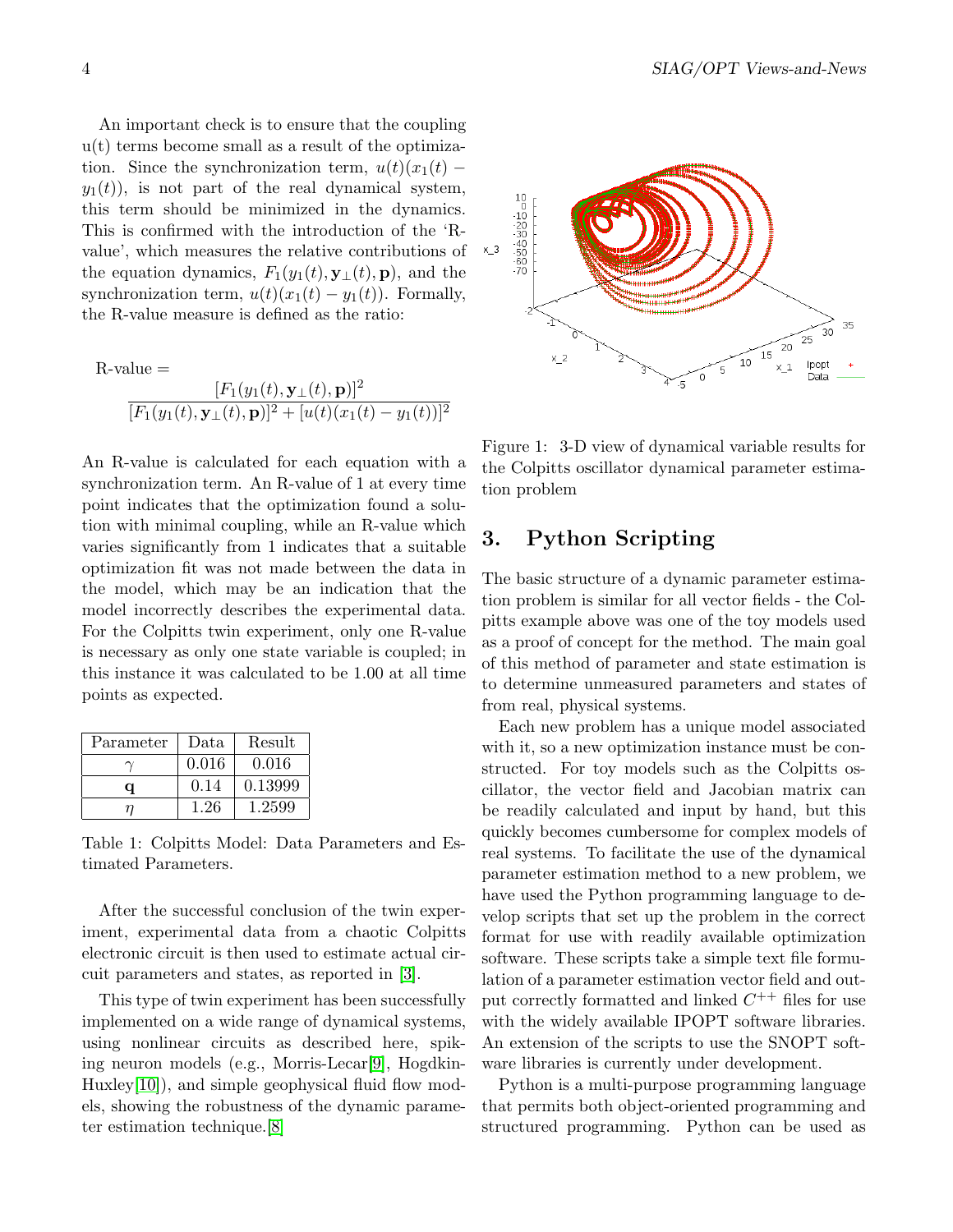An important check is to ensure that the coupling u(t) terms become small as a result of the optimization. Since the synchronization term, $u(t)(x_1(t) - y_1(t))$, is not part of the real dynamical system, this term should be minimized in the dynamics. This is confirmed with the introduction of the 'R-value', which measures the relative contributions of the equation dynamics, $F_1(y_1(t), \mathbf{y}_\perp(t), \mathbf{p})$, and the synchronization term, $u(t)(x_1(t) - y_1(t))$. Formally, the R-value measure is defined as the ratio:

$$\text{R-value} = \frac{[F_1(y_1(t), \mathbf{y}_\perp(t), \mathbf{p})]^2}{[F_1(y_1(t), \mathbf{y}_\perp(t), \mathbf{p})]^2 + [u(t)(x_1(t) - y_1(t))]^2}$$

An R-value is calculated for each equation with a synchronization term. An R-value of 1 at every time point indicates that the optimization found a solution with minimal coupling, while an R-value which varies significantly from 1 indicates that a suitable optimization fit was not made between the data in the model, which may be an indication that the model incorrectly describes the experimental data. For the Colpitts twin experiment, only one R-value is necessary as only one state variable is coupled; in this instance it was calculated to be 1.00 at all time points as expected.

| Parameter | Data | Result |
| --- | --- | --- |
| $\gamma$ | 0.016 | 0.016 |
| $\mathbf{q}$ | 0.14 | 0.13999 |
| $\eta$ | 1.26 | 1.2599 |

Table 1: Colpitts Model: Data Parameters and Estimated Parameters.

After the successful conclusion of the twin experiment, experimental data from a chaotic Colpitts electronic circuit is then used to estimate actual circuit parameters and states, as reported in [3].

This type of twin experiment has been successfully implemented on a wide range of dynamical systems, using nonlinear circuits as described here, spiking neuron models (e.g., Morris-Lecar[9], Hodgkin-Huxley[10]), and simple geophysical fluid flow models, showing the robustness of the dynamic parameter estimation technique.[8]

Figure 1: 3-D view of dynamical variable results for the Colpitts oscillator dynamical parameter estimation problem

## 3. Python Scripting

The basic structure of a dynamic parameter estimation problem is similar for all vector fields - the Colpitts example above was one of the toy models used as a proof of concept for the method. The main goal of this method of parameter and state estimation is to determine unmeasured parameters and states of from real, physical systems.

Each new problem has a unique model associated with it, so a new optimization instance must be constructed. For toy models such as the Colpitts oscillator, the vector field and Jacobian matrix can be readily calculated and input by hand, but this quickly becomes cumbersome for complex models of real systems. To facilitate the use of the dynamical parameter estimation method to a new problem, we have used the Python programming language to develop scripts that set up the problem in the correct format for use with readily available optimization software. These scripts take a simple text file formulation of a parameter estimation vector field and output correctly formatted and linked $C^{++}$ files for use with the widely available IPOPT software libraries. An extension of the scripts to use the SNOPT software libraries is currently under development.

Python is a multi-purpose programming language that permits both object-oriented programming and structured programming. Python can be used as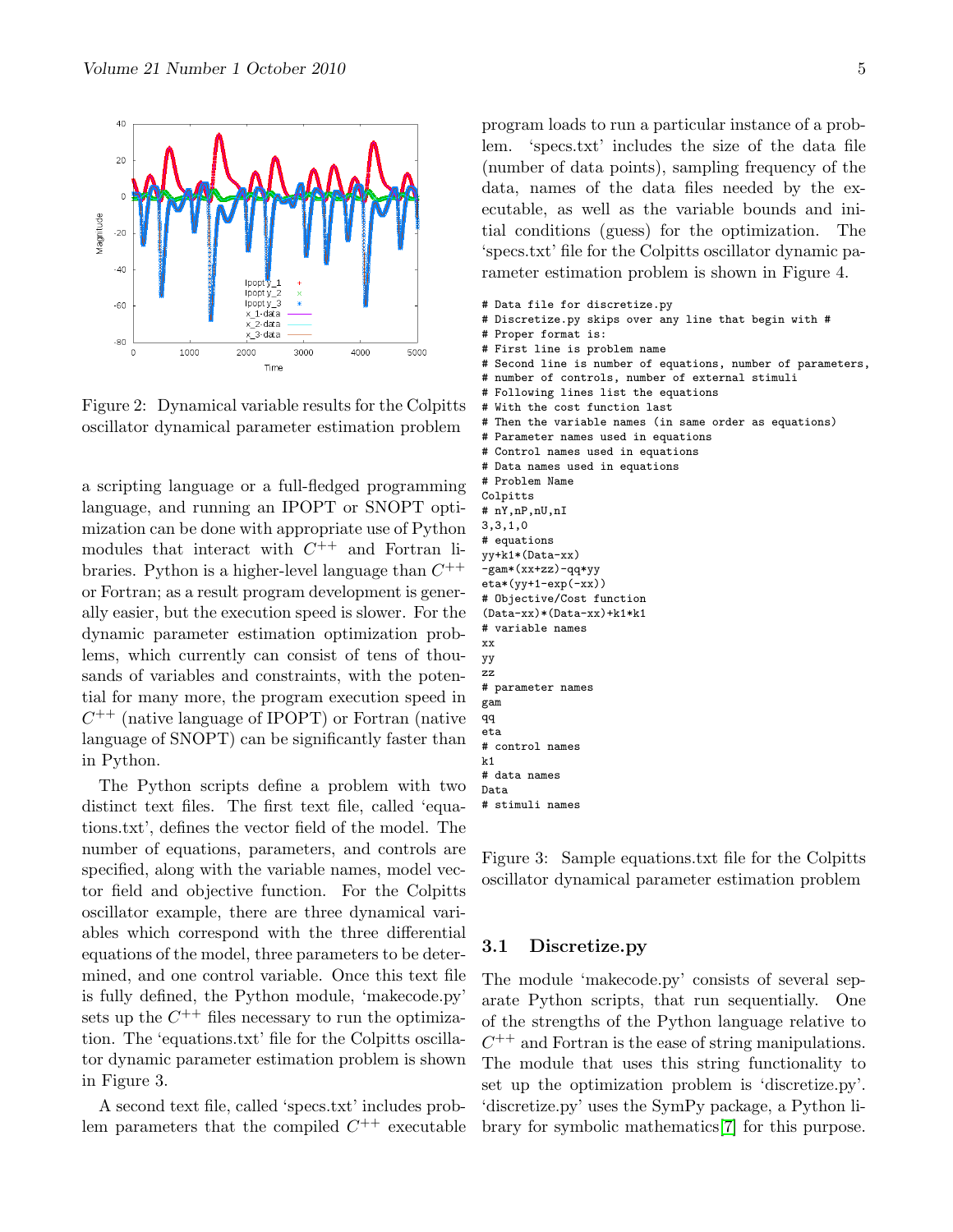Figure 2: Dynamical variable results for the Colpitts oscillator dynamical parameter estimation problem

a scripting language or a full-fledged programming language, and running an IPOPT or SNOPT optimization can be done with appropriate use of Python modules that interact with $C^{++}$ and Fortran libraries. Python is a higher-level language than $C^{++}$ or Fortran; as a result program development is generally easier, but the execution speed is slower. For the dynamic parameter estimation optimization problems, which currently can consist of tens of thousands of variables and constraints, with the potential for many more, the program execution speed in $C^{++}$ (native language of IPOPT) or Fortran (native language of SNOPT) can be significantly faster than in Python.

The Python scripts define a problem with two distinct text files. The first text file, called 'equations.txt', defines the vector field of the model. The number of equations, parameters, and controls are specified, along with the variable names, model vector field and objective function. For the Colpitts oscillator example, there are three dynamical variables which correspond with the three differential equations of the model, three parameters to be determined, and one control variable. Once this text file is fully defined, the Python module, 'makecode.py' sets up the $C^{++}$ files necessary to run the optimization. The 'equations.txt' file for the Colpitts oscillator dynamic parameter estimation problem is shown in Figure 3.

A second text file, called 'specs.txt' includes problem parameters that the compiled $C^{++}$ executable program loads to run a particular instance of a problem. 'specs.txt' includes the size of the data file (number of data points), sampling frequency of the data, names of the data files needed by the executable, as well as the variable bounds and initial conditions (guess) for the optimization. The 'specs.txt' file for the Colpitts oscillator dynamic parameter estimation problem is shown in Figure 4.

```
# Data file for discretize.py
# Discretize.py skips over any line that begin with #
# Proper format is:
# First line is problem name
# Second line is number of equations, number of parameters,
# number of controls, number of external stimuli
# Following lines list the equations
# With the cost function last
# Then the variable names (in same order as equations)
# Parameter names used in equations
# Control names used in equations
# Data names used in equations
# Problem Name
Colpitts
# nY,nP,nU,nI
3,3,1,0
# equations
yy+k1*(Data-xx)
-gam*(xx+zz)-qq*yy
eta*(yy+1-exp(-xx))
# Objective/Cost function
(Data-xx)*(Data-xx)+k1*k1
# variable names
xx
yy
zz
# parameter names
gam
qq
eta
# control names
k1
# data names
Data
# stimuli names
```

Figure 3: Sample equations.txt file for the Colpitts oscillator dynamical parameter estimation problem

### 3.1 Discretize.py

The module 'makecode.py' consists of several separate Python scripts, that run sequentially. One of the strengths of the Python language relative to $C^{++}$ and Fortran is the ease of string manipulations. The module that uses this string functionality to set up the optimization problem is 'discretize.py'. 'discretize.py' uses the SymPy package, a Python library for symbolic mathematics[7] for this purpose.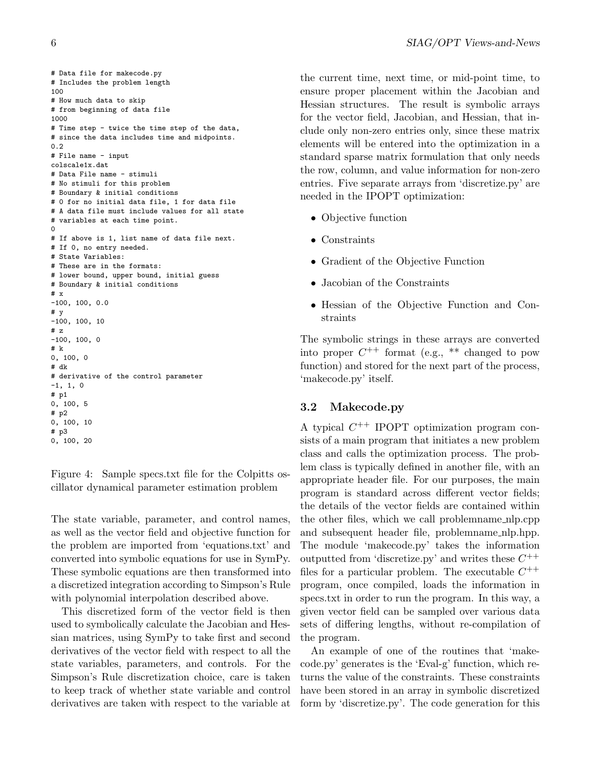```
# Data file for makecode.py
# Includes the problem length
100
# How much data to skip
# from beginning of data file
1000
# Time step - twice the time step of the data,
# since the data includes time and midpoints.
0.2
# File name - input
colscale1x.dat
# Data File name - stimuli
# No stimuli for this problem
# Boundary & initial conditions
# 0 for no initial data file, 1 for data file
# A data file must include values for all state
# variables at each time point.
0
# If above is 1, list name of data file next.
# If 0, no entry needed.
# State Variables:
# These are in the formats:
# lower bound, upper bound, initial guess
# Boundary & initial conditions
# x
-100, 100, 0.0
# y
-100, 100, 10
# z
-100, 100, 0
# k
0, 100, 0
# dk
# derivative of the control parameter
-1, 1, 0
# p1
0, 100, 5
# p2
0, 100, 10
# p3
0, 100, 20
```

Figure 4: Sample specs.txt file for the Colpitts oscillator dynamical parameter estimation problem

The state variable, parameter, and control names, as well as the vector field and objective function for the problem are imported from 'equations.txt' and converted into symbolic equations for use in SymPy. These symbolic equations are then transformed into a discretized integration according to Simpson's Rule with polynomial interpolation described above.

This discretized form of the vector field is then used to symbolically calculate the Jacobian and Hessian matrices, using SymPy to take first and second derivatives of the vector field with respect to all the state variables, parameters, and controls. For the Simpson's Rule discretization choice, care is taken to keep track of whether state variable and control derivatives are taken with respect to the variable at the current time, next time, or mid-point time, to ensure proper placement within the Jacobian and Hessian structures. The result is symbolic arrays for the vector field, Jacobian, and Hessian, that include only non-zero entries only, since these matrix elements will be entered into the optimization in a standard sparse matrix formulation that only needs the row, column, and value information for non-zero entries. Five separate arrays from 'discretize.py' are needed in the IPOPT optimization:

- Objective function
- Constraints
- Gradient of the Objective Function
- Jacobian of the Constraints
- Hessian of the Objective Function and Constraints

The symbolic strings in these arrays are converted into proper $C^{++}$ format (e.g., ** changed to pow function) and stored for the next part of the process, 'makecode.py' itself.

### 3.2 Makecode.py

A typical $C^{++}$ IPOPT optimization program consists of a main program that initiates a new problem class and calls the optimization process. The problem class is typically defined in another file, with an appropriate header file. For our purposes, the main program is standard across different vector fields; the details of the vector fields are contained within the other files, which we call problemname_nlp.cpp and subsequent header file, problemname_nlp.hpp. The module 'makecode.py' takes the information outputted from 'discretize.py' and writes these $C^{++}$ files for a particular problem. The executable $C^{++}$ program, once compiled, loads the information in specs.txt in order to run the program. In this way, a given vector field can be sampled over various data sets of differing lengths, without re-compilation of the program.

An example of one of the routines that 'makecode.py' generates is the 'Eval-g' function, which returns the value of the constraints. These constraints have been stored in an array in symbolic discretized form by 'discretize.py'. The code generation for this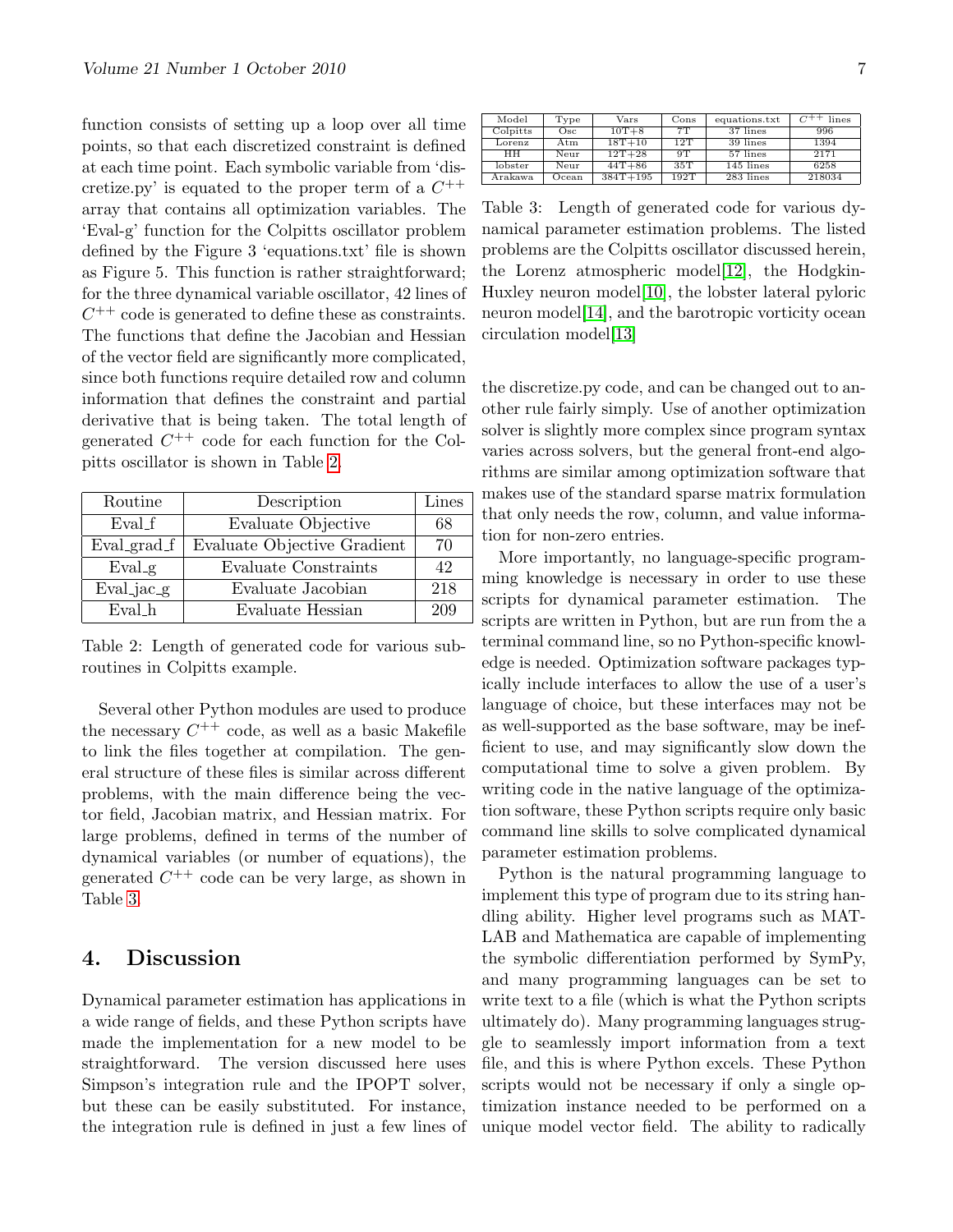function consists of setting up a loop over all time points, so that each discretized constraint is defined at each time point. Each symbolic variable from 'discretize.py' is equated to the proper term of a $C^{++}$ array that contains all optimization variables. The 'Eval-g' function for the Colpitts oscillator problem defined by the Figure 3 'equations.txt' file is shown as Figure 5. This function is rather straightforward; for the three dynamical variable oscillator, 42 lines of $C^{++}$ code is generated to define these as constraints. The functions that define the Jacobian and Hessian of the vector field are significantly more complicated, since both functions require detailed row and column information that defines the constraint and partial derivative that is being taken. The total length of generated $C^{++}$ code for each function for the Colpitts oscillator is shown in Table 2.

| Routine | Description | Lines |
|---|---|---|
| Eval_f | Evaluate Objective | 68 |
| Eval_grad_f | Evaluate Objective Gradient | 70 |
| Eval_g | Evaluate Constraints | 42 |
| Eval_jac_g | Evaluate Jacobian | 218 |
| Eval_h | Evaluate Hessian | 209 |

Table 2: Length of generated code for various subroutines in Colpitts example.

Several other Python modules are used to produce the necessary $C^{++}$ code, as well as a basic Makefile to link the files together at compilation. The general structure of these files is similar across different problems, with the main difference being the vector field, Jacobian matrix, and Hessian matrix. For large problems, defined in terms of the number of dynamical variables (or number of equations), the generated $C^{++}$ code can be very large, as shown in Table 3.

| Model | Type | Vars | Cons | equations.txt | $C^{++}$ lines |
|---|---|---|---|---|---|
| Colpitts | Osc | 10T+8 | 7T | 37 lines | 996 |
| Lorenz | Atm | 18T+10 | 12T | 39 lines | 1394 |
| HH | Neur | 12T+28 | 9T | 57 lines | 2171 |
| lobster | Neur | 44T+86 | 35T | 145 lines | 6258 |
| Arakawa | Ocean | 384T+195 | 192T | 283 lines | 218034 |

Table 3: Length of generated code for various dynamical parameter estimation problems. The listed problems are the Colpitts oscillator discussed herein, the Lorenz atmospheric model[12], the Hodgkin-Huxley neuron model[10], the lobster lateral pyloric neuron model[14], and the barotropic vorticity ocean circulation model[13]

## 4. Discussion

Dynamical parameter estimation has applications in a wide range of fields, and these Python scripts have made the implementation for a new model to be straightforward. The version discussed here uses Simpson's integration rule and the IPOPT solver, but these can be easily substituted. For instance, the integration rule is defined in just a few lines of the discretize.py code, and can be changed out to another rule fairly simply. Use of another optimization solver is slightly more complex since program syntax varies across solvers, but the general front-end algorithms are similar among optimization software that makes use of the standard sparse matrix formulation that only needs the row, column, and value information for non-zero entries.

More importantly, no language-specific programming knowledge is necessary in order to use these scripts for dynamical parameter estimation. The scripts are written in Python, but are run from the a terminal command line, so no Python-specific knowledge is needed. Optimization software packages typically include interfaces to allow the use of a user's language of choice, but these interfaces may not be as well-supported as the base software, may be inefficient to use, and may significantly slow down the computational time to solve a given problem. By writing code in the native language of the optimization software, these Python scripts require only basic command line skills to solve complicated dynamical parameter estimation problems.

Python is the natural programming language to implement this type of program due to its string handling ability. Higher level programs such as MATLAB and Mathematica are capable of implementing the symbolic differentiation performed by SymPy, and many programming languages can be set to write text to a file (which is what the Python scripts ultimately do). Many programming languages struggle to seamlessly import information from a text file, and this is where Python excels. These Python scripts would not be necessary if only a single optimization instance needed to be performed on a unique model vector field. The ability to radically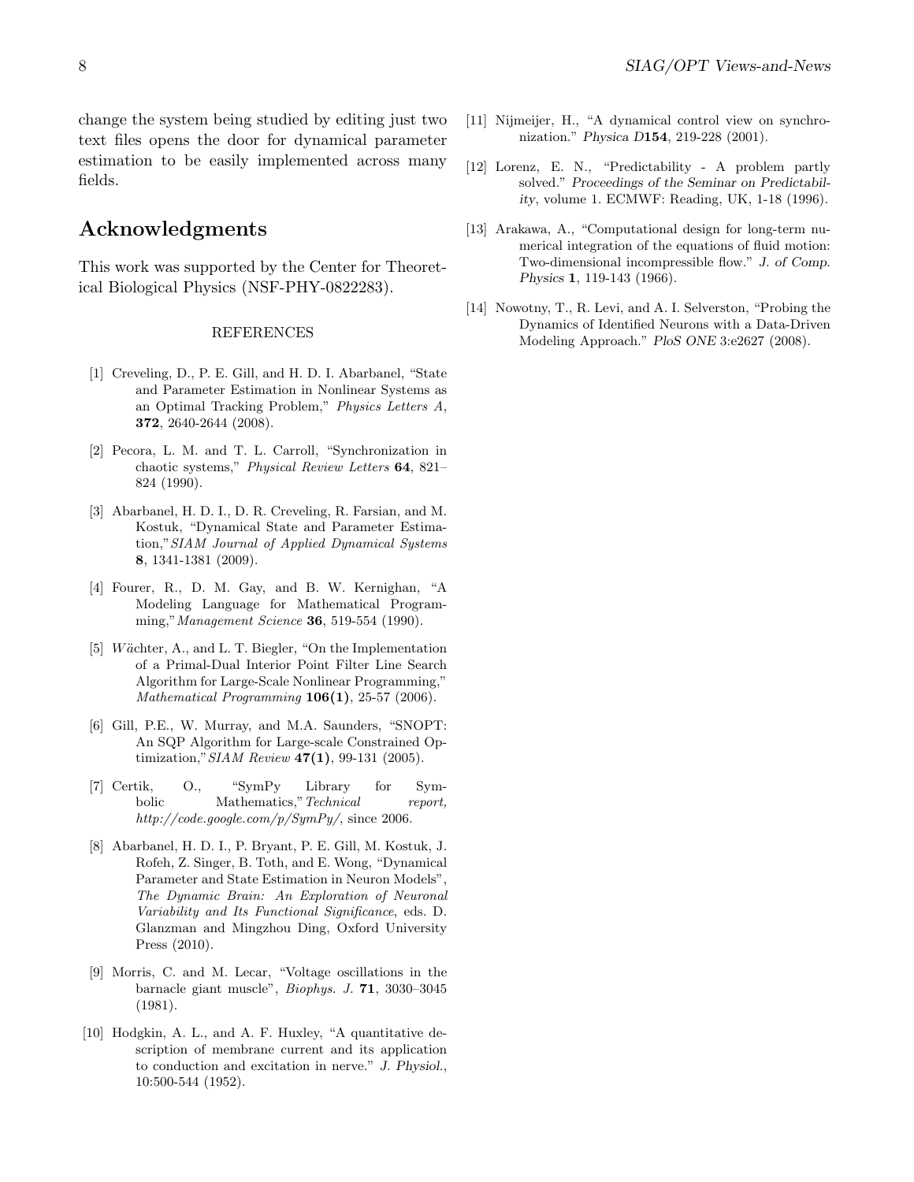change the system being studied by editing just two text files opens the door for dynamical parameter estimation to be easily implemented across many fields.

## Acknowledgments

This work was supported by the Center for Theoretical Biological Physics (NSF-PHY-0822283).

REFERENCES

[1] Creveling, D., P. E. Gill, and H. D. I. Abarbanel, "State and Parameter Estimation in Nonlinear Systems as an Optimal Tracking Problem," *Physics Letters A*, **372**, 2640-2644 (2008).

[2] Pecora, L. M. and T. L. Carroll, "Synchronization in chaotic systems," *Physical Review Letters* **64**, 821–824 (1990).

[3] Abarbanel, H. D. I., D. R. Creveling, R. Farsian, and M. Kostuk, "Dynamical State and Parameter Estimation," *SIAM Journal of Applied Dynamical Systems* **8**, 1341-1381 (2009).

[4] Fourer, R., D. M. Gay, and B. W. Kernighan, "A Modeling Language for Mathematical Programming," *Management Science* **36**, 519-554 (1990).

[5] *Wächter*, A., and L. T. Biegler, "On the Implementation of a Primal-Dual Interior Point Filter Line Search Algorithm for Large-Scale Nonlinear Programming," *Mathematical Programming* **106(1)**, 25-57 (2006).

[6] Gill, P.E., W. Murray, and M.A. Saunders, "SNOPT: An SQP Algorithm for Large-scale Constrained Optimization," *SIAM Review* **47(1)**, 99-131 (2005).

[7] Certik, O., "SymPy Library for Symbolic Mathematics," *Technical report, http://code.google.com/p/SymPy/*, since 2006.

[8] Abarbanel, H. D. I., P. Bryant, P. E. Gill, M. Kostuk, J. Rofeh, Z. Singer, B. Toth, and E. Wong, "Dynamical Parameter and State Estimation in Neuron Models", *The Dynamic Brain: An Exploration of Neuronal Variability and Its Functional Significance*, eds. D. Glanzman and Mingzhou Ding, Oxford University Press (2010).

[9] Morris, C. and M. Lecar, "Voltage oscillations in the barnacle giant muscle", *Biophys. J.* **71**, 3030–3045 (1981).

[10] Hodgkin, A. L., and A. F. Huxley, "A quantitative description of membrane current and its application to conduction and excitation in nerve." *J. Physiol.*, 10:500-544 (1952).

[11] Nijmeijer, H., "A dynamical control view on synchronization." *Physica D***154**, 219-228 (2001).

[12] Lorenz, E. N., "Predictability - A problem partly solved." *Proceedings of the Seminar on Predictability*, volume 1. ECMWF: Reading, UK, 1-18 (1996).

[13] Arakawa, A., "Computational design for long-term numerical integration of the equations of fluid motion: Two-dimensional incompressible flow." *J. of Comp. Physics* **1**, 119-143 (1966).

[14] Nowotny, T., R. Levi, and A. I. Selverston, "Probing the Dynamics of Identified Neurons with a Data-Driven Modeling Approach." *PloS ONE* 3:e2627 (2008).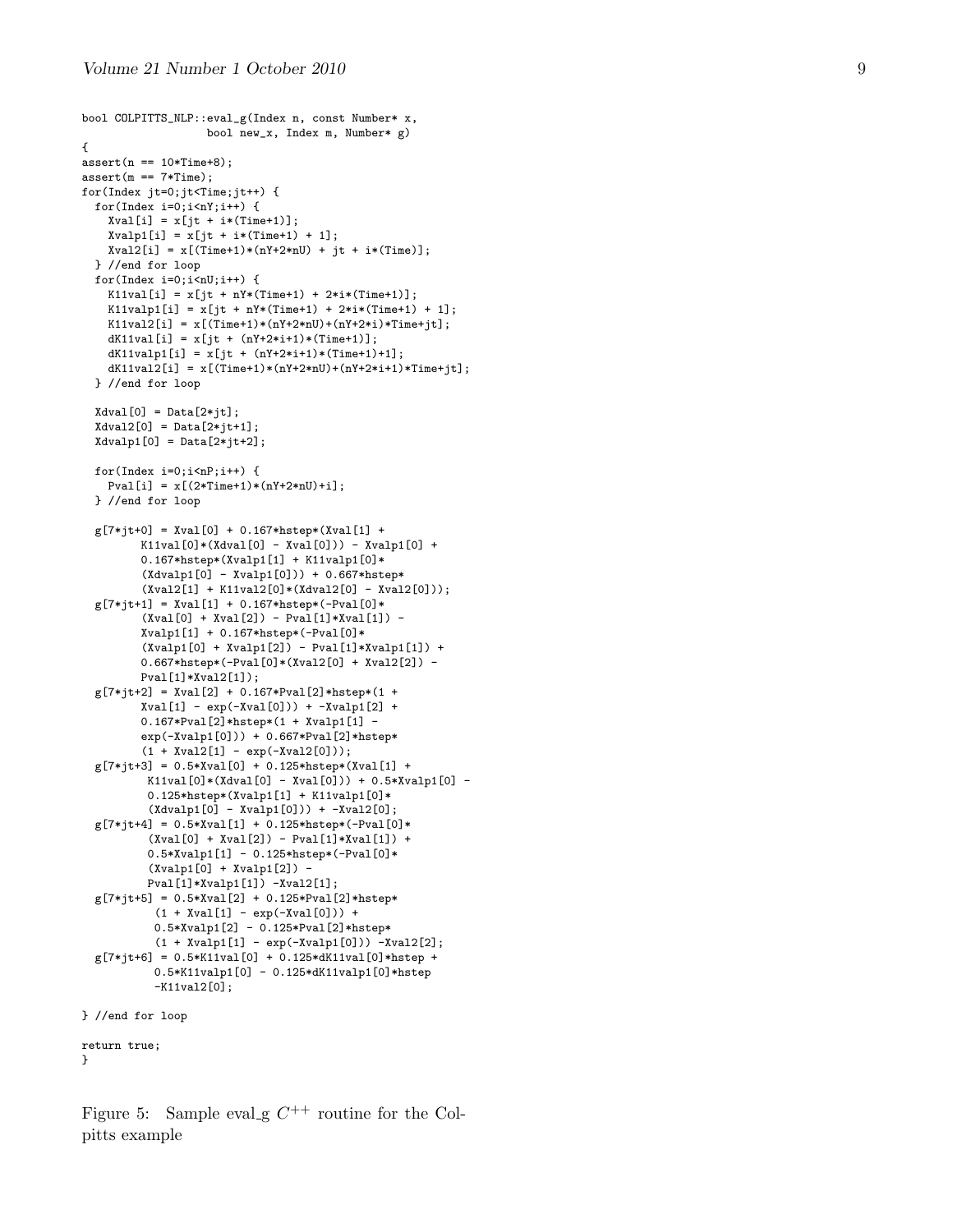```
bool COLPITTS_NLP::eval_g(Index n, const Number* x,
                   bool new_x, Index m, Number* g)
{
assert(n == 10*Time+8);
assert(m == 7*Time);
for(Index jt=0;jt<Time;jt++) {
  for(Index i=0;i<nY;i++) {
    Xval[i] = x[jt + i*(Time+1)];
    Xvalp1[i] = x[jt + i*(Time+1) + 1];
    Xval2[i] = x[(Time+1)*(nY+2*nU) + jt + i*(Time)];
  } //end for loop
  for(Index i=0;i<nU;i++) {
    K11val[i] = x[jt + nY*(Time+1) + 2*i*(Time+1)];
    K11valp1[i] = x[jt + nY*(Time+1) + 2*i*(Time+1) + 1];
    K11val2[i] = x[(Time+1)*(nY+2*nU)+(nY+2*i)*Time+jt];
    dK11val[i] = x[jt + (nY+2*i+1)*(Time+1)];
    dK11valp1[i] = x[jt + (nY+2*i+1)*(Time+1)+1];
    dK11val2[i] = x[(Time+1)*(nY+2*nU)+(nY+2*i+1)*Time+jt];
  } //end for loop

  Xdval[0] = Data[2*jt];
  Xdval2[0] = Data[2*jt+1];
  Xdvalp1[0] = Data[2*jt+2];

  for(Index i=0;i<nP;i++) {
    Pval[i] = x[(2*Time+1)*(nY+2*nU)+i];
  } //end for loop

  g[7*jt+0] = Xval[0] + 0.167*hstep*(Xval[1] +
         K11val[0]*(Xdval[0] - Xval[0])) - Xvalp1[0] +
         0.167*hstep*(Xvalp1[1] + K11valp1[0]*
         (Xdvalp1[0] - Xvalp1[0])) + 0.667*hstep*
         (Xval2[1] + K11val2[0]*(Xdval2[0] - Xval2[0]));
  g[7*jt+1] = Xval[1] + 0.167*hstep*(-Pval[0]*
         (Xval[0] + Xval[2]) - Pval[1]*Xval[1]) -
         Xvalp1[1] + 0.167*hstep*(-Pval[0]*
         (Xvalp1[0] + Xvalp1[2]) - Pval[1]*Xvalp1[1]) +
         0.667*hstep*(-Pval[0]*(Xval2[0] + Xval2[2]) -
         Pval[1]*Xval2[1]);
  g[7*jt+2] = Xval[2] + 0.167*Pval[2]*hstep*(1 +
         Xval[1] - exp(-Xval[0])) + -Xvalp1[2] +
         0.167*Pval[2]*hstep*(1 + Xvalp1[1] -
         exp(-Xvalp1[0])) + 0.667*Pval[2]*hstep*
         (1 + Xval2[1] - exp(-Xval2[0]));
  g[7*jt+3] = 0.5*Xval[0] + 0.125*hstep*(Xval[1] +
          K11val[0]*(Xdval[0] - Xval[0])) + 0.5*Xvalp1[0] -
          0.125*hstep*(Xvalp1[1] + K11valp1[0]*
          (Xdvalp1[0] - Xvalp1[0])) + -Xval2[0];
  g[7*jt+4] = 0.5*Xval[1] + 0.125*hstep*(-Pval[0]*
          (Xval[0] + Xval[2]) - Pval[1]*Xval[1]) +
          0.5*Xvalp1[1] - 0.125*hstep*(-Pval[0]*
          (Xvalp1[0] + Xvalp1[2]) -
          Pval[1]*Xvalp1[1]) -Xval2[1];
  g[7*jt+5] = 0.5*Xval[2] + 0.125*Pval[2]*hstep*
           (1 + Xval[1] - exp(-Xval[0])) +
           0.5*Xvalp1[2] - 0.125*Pval[2]*hstep*
           (1 + Xvalp1[1] - exp(-Xvalp1[0])) -Xval2[2];
  g[7*jt+6] = 0.5*K11val[0] + 0.125*dK11val[0]*hstep +
           0.5*K11valp1[0] - 0.125*dK11valp1[0]*hstep
           -K11val2[0];

} //end for loop

return true;
}
```

Figure 5: Sample eval_g $C^{++}$ routine for the Colpitts example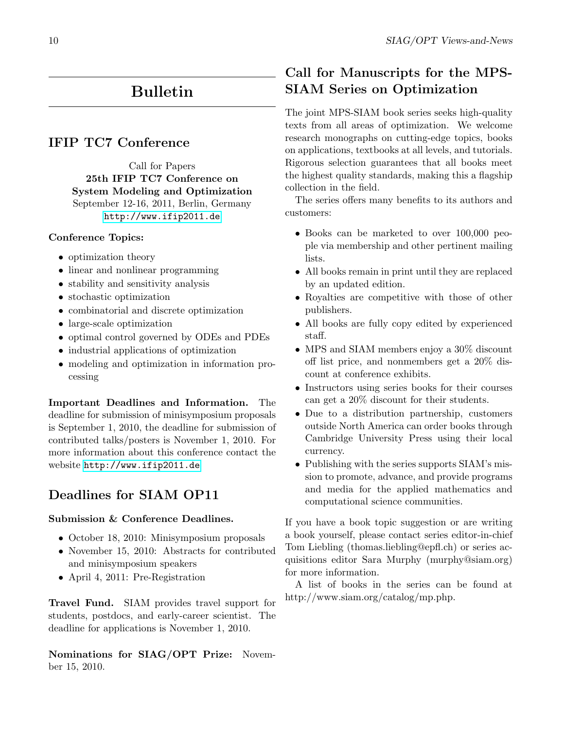# Bulletin

## IFIP TC7 Conference

Call for Papers
**25th IFIP TC7 Conference on System Modeling and Optimization**
September 12-16, 2011, Berlin, Germany
http://www.ifip2011.de

**Conference Topics:**

- optimization theory
- linear and nonlinear programming
- stability and sensitivity analysis
- stochastic optimization
- combinatorial and discrete optimization
- large-scale optimization
- optimal control governed by ODEs and PDEs
- industrial applications of optimization
- modeling and optimization in information processing

**Important Deadlines and Information.** The deadline for submission of minisymposium proposals is September 1, 2010, the deadline for submission of contributed talks/posters is November 1, 2010. For more information about this conference contact the website http://www.ifip2011.de

## Deadlines for SIAM OP11

**Submission & Conference Deadlines.**

- October 18, 2010: Minisymposium proposals
- November 15, 2010: Abstracts for contributed and minisymposium speakers
- April 4, 2011: Pre-Registration

**Travel Fund.** SIAM provides travel support for students, postdocs, and early-career scientist. The deadline for applications is November 1, 2010.

**Nominations for SIAG/OPT Prize:** November 15, 2010.

## Call for Manuscripts for the MPS-SIAM Series on Optimization

The joint MPS-SIAM book series seeks high-quality texts from all areas of optimization. We welcome research monographs on cutting-edge topics, books on applications, textbooks at all levels, and tutorials. Rigorous selection guarantees that all books meet the highest quality standards, making this a flagship collection in the field.

The series offers many benefits to its authors and customers:

- Books can be marketed to over 100,000 people via membership and other pertinent mailing lists.
- All books remain in print until they are replaced by an updated edition.
- Royalties are competitive with those of other publishers.
- All books are fully copy edited by experienced staff.
- MPS and SIAM members enjoy a 30% discount off list price, and nonmembers get a 20% discount at conference exhibits.
- Instructors using series books for their courses can get a 20% discount for their students.
- Due to a distribution partnership, customers outside North America can order books through Cambridge University Press using their local currency.
- Publishing with the series supports SIAM's mission to promote, advance, and provide programs and media for the applied mathematics and computational science communities.

If you have a book topic suggestion or are writing a book yourself, please contact series editor-in-chief Tom Liebling (thomas.liebling@epfl.ch) or series acquisitions editor Sara Murphy (murphy@siam.org) for more information.

A list of books in the series can be found at http://www.siam.org/catalog/mp.php.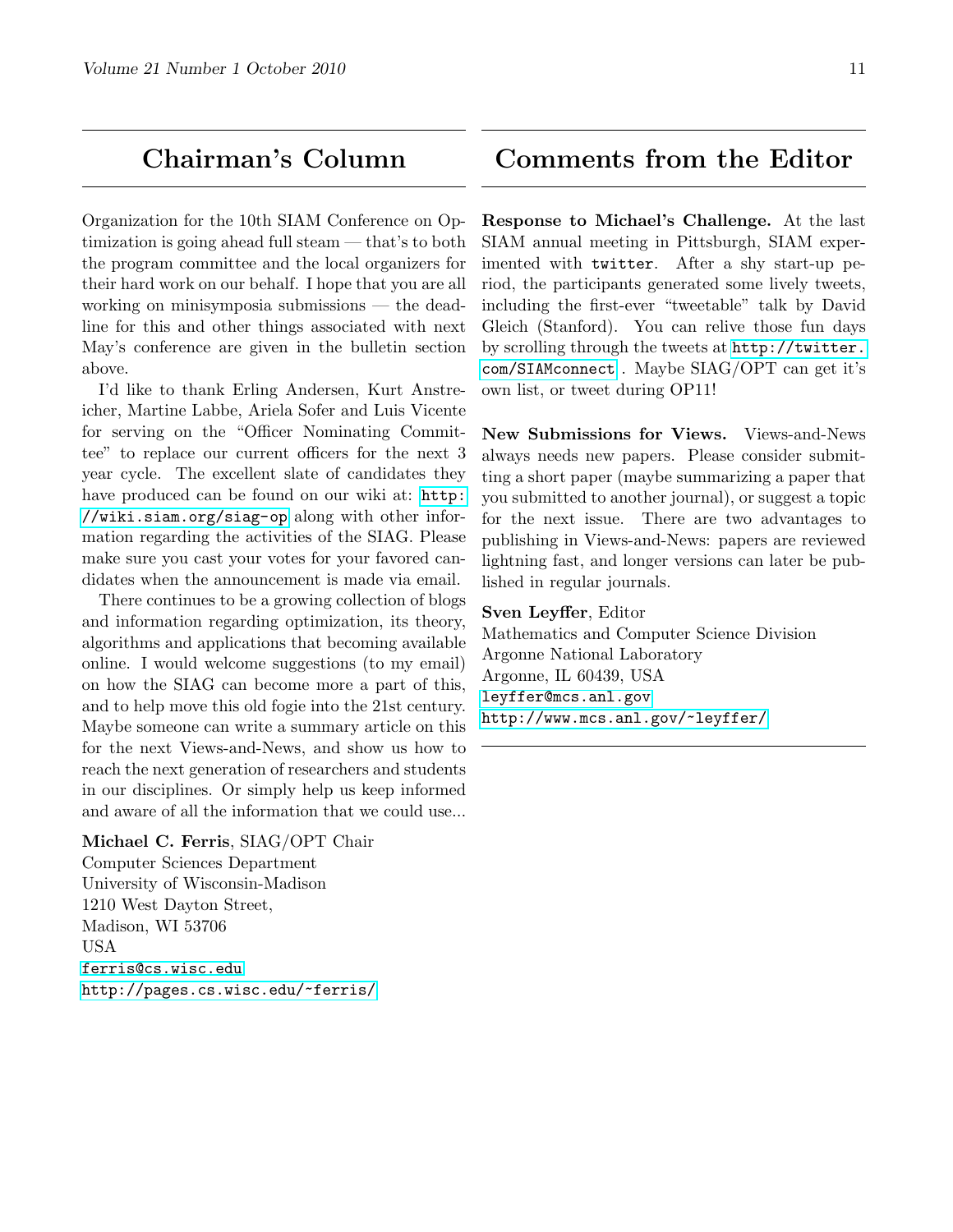## Chairman's Column

Organization for the 10th SIAM Conference on Optimization is going ahead full steam — that's to both the program committee and the local organizers for their hard work on our behalf. I hope that you are all working on minisymposia submissions — the deadline for this and other things associated with next May's conference are given in the bulletin section above.

I'd like to thank Erling Andersen, Kurt Anstreicher, Martine Labbe, Ariela Sofer and Luis Vicente for serving on the "Officer Nominating Committee" to replace our current officers for the next 3 year cycle. The excellent slate of candidates they have produced can be found on our wiki at: http://wiki.siam.org/siag-op along with other information regarding the activities of the SIAG. Please make sure you cast your votes for your favored candidates when the announcement is made via email.

There continues to be a growing collection of blogs and information regarding optimization, its theory, algorithms and applications that becoming available online. I would welcome suggestions (to my email) on how the SIAG can become more a part of this, and to help move this old fogie into the 21st century. Maybe someone can write a summary article on this for the next Views-and-News, and show us how to reach the next generation of researchers and students in our disciplines. Or simply help us keep informed and aware of all the information that we could use...

**Michael C. Ferris**, SIAG/OPT Chair
Computer Sciences Department
University of Wisconsin-Madison
1210 West Dayton Street,
Madison, WI 53706
USA
ferris@cs.wisc.edu
http://pages.cs.wisc.edu/~ferris/

## Comments from the Editor

**Response to Michael's Challenge.** At the last SIAM annual meeting in Pittsburgh, SIAM experimented with `twitter`. After a shy start-up period, the participants generated some lively tweets, including the first-ever "tweetable" talk by David Gleich (Stanford). You can relive those fun days by scrolling through the tweets at http://twitter.com/SIAMconnect . Maybe SIAG/OPT can get it's own list, or tweet during OP11!

**New Submissions for Views.** Views-and-News always needs new papers. Please consider submitting a short paper (maybe summarizing a paper that you submitted to another journal), or suggest a topic for the next issue. There are two advantages to publishing in Views-and-News: papers are reviewed lightning fast, and longer versions can later be published in regular journals.

**Sven Leyffer**, Editor
Mathematics and Computer Science Division
Argonne National Laboratory
Argonne, IL 60439, USA
leyffer@mcs.anl.gov
http://www.mcs.anl.gov/~leyffer/